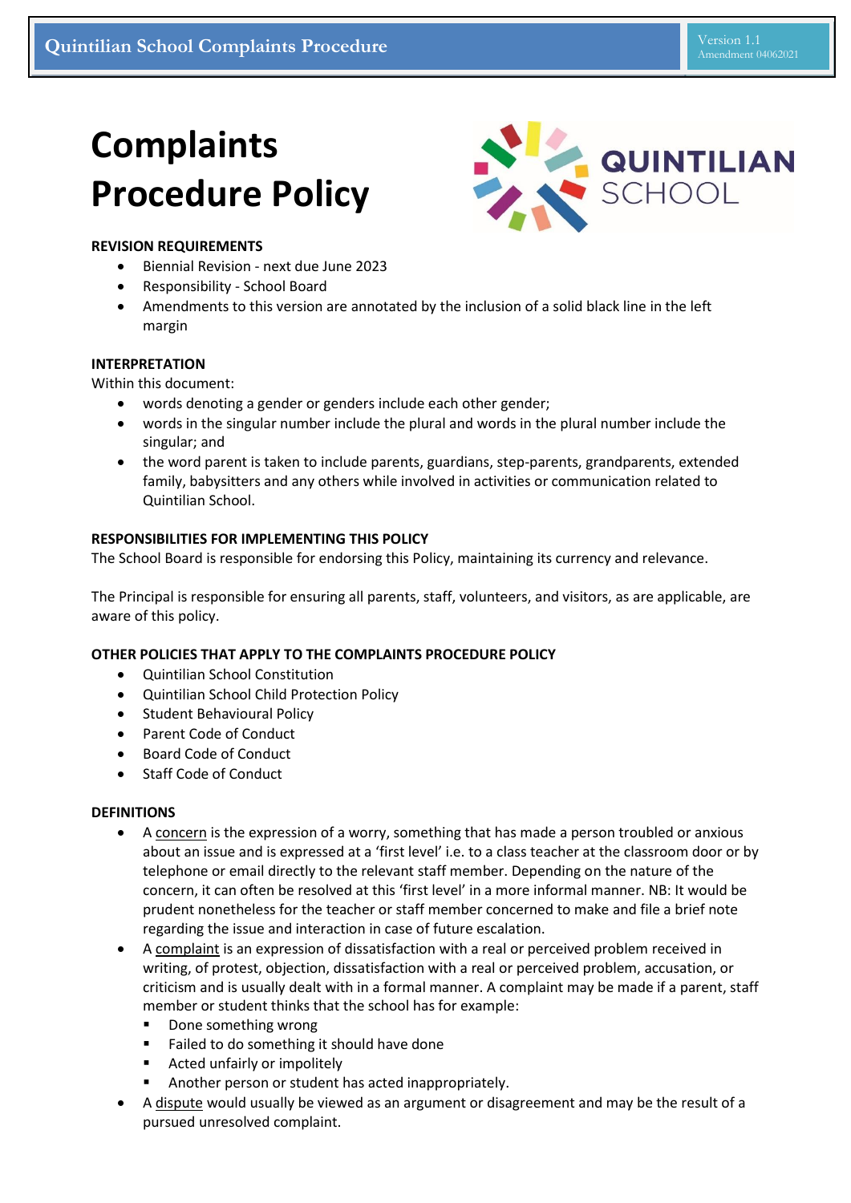# Complaints Procedure Policy

**REVISION REQUIREMENTS**

- Biennial Revision - next due June 2023
- Responsibility - School Board
- Amendments to this version are annotated by the inclusion of a solid black line in the left margin

**INTERPRETATION**

Within this document:

- words denoting a gender or genders include each other gender;
- words in the singular number include the plural and words in the plural number include the singular; and
- the word parent is taken to include parents, guardians, step-parents, grandparents, extended family, babysitters and any others while involved in activities or communication related to Quintilian School.

**RESPONSIBILITIES FOR IMPLEMENTING THIS POLICY**

The School Board is responsible for endorsing this Policy, maintaining its currency and relevance.

The Principal is responsible for ensuring all parents, staff, volunteers, and visitors, as are applicable, are aware of this policy.

**OTHER POLICIES THAT APPLY TO THE COMPLAINTS PROCEDURE POLICY**

- Quintilian School Constitution
- Quintilian School Child Protection Policy
- Student Behavioural Policy
- Parent Code of Conduct
- Board Code of Conduct
- Staff Code of Conduct

**DEFINITIONS**

- A concern is the expression of a worry, something that has made a person troubled or anxious about an issue and is expressed at a 'first level' i.e. to a class teacher at the classroom door or by telephone or email directly to the relevant staff member. Depending on the nature of the concern, it can often be resolved at this 'first level' in a more informal manner. NB: It would be prudent nonetheless for the teacher or staff member concerned to make and file a brief note regarding the issue and interaction in case of future escalation.
- A complaint is an expression of dissatisfaction with a real or perceived problem received in writing, of protest, objection, dissatisfaction with a real or perceived problem, accusation, or criticism and is usually dealt with in a formal manner. A complaint may be made if a parent, staff member or student thinks that the school has for example:
  - Done something wrong
  - Failed to do something it should have done
  - Acted unfairly or impolitely
  - Another person or student has acted inappropriately.
- A dispute would usually be viewed as an argument or disagreement and may be the result of a pursued unresolved complaint.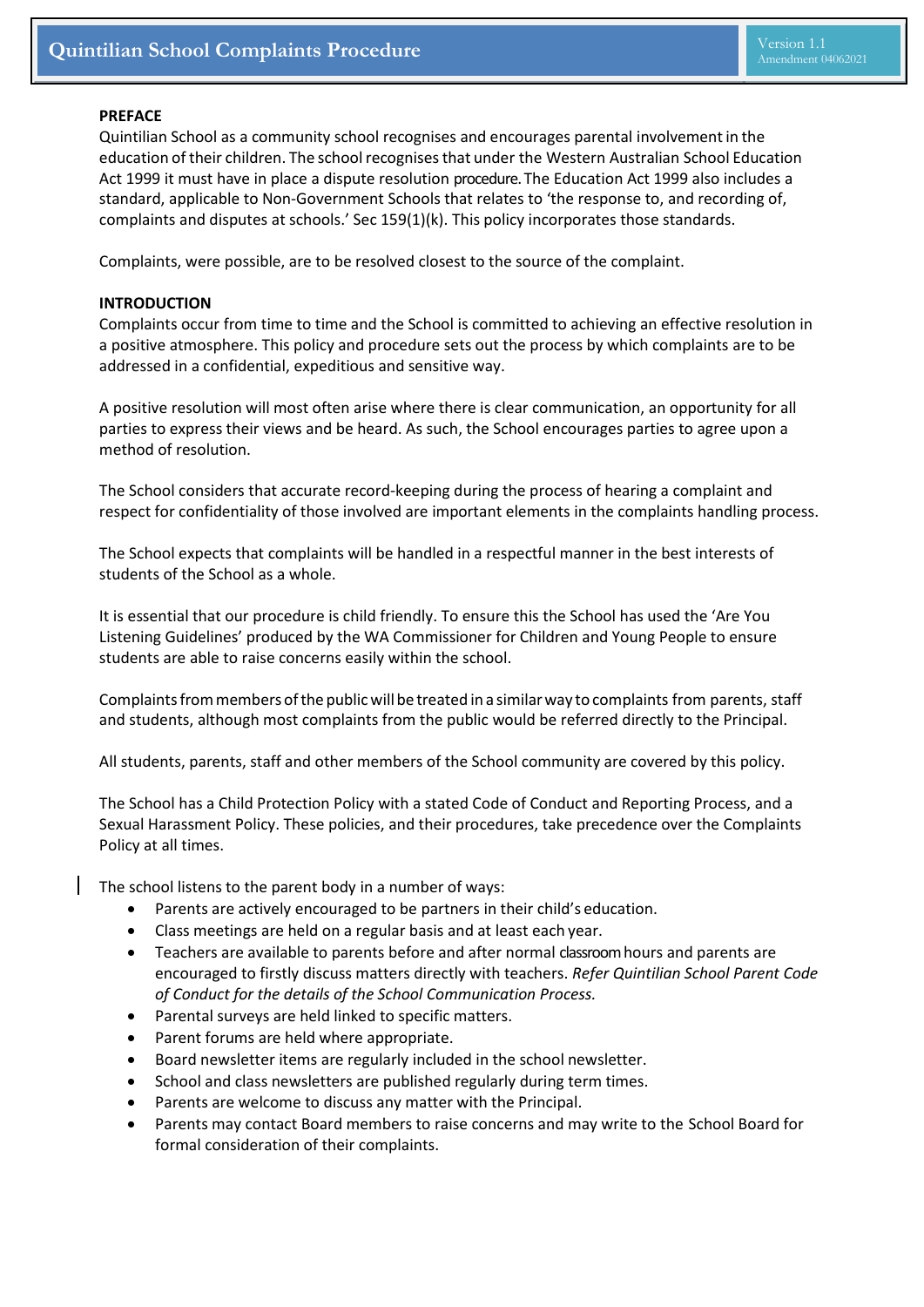**PREFACE**

Quintilian School as a community school recognises and encourages parental involvement in the education of their children. The school recognises that under the Western Australian School Education Act 1999 it must have in place a dispute resolution procedure. The Education Act 1999 also includes a standard, applicable to Non-Government Schools that relates to 'the response to, and recording of, complaints and disputes at schools.' Sec 159(1)(k). This policy incorporates those standards.

Complaints, were possible, are to be resolved closest to the source of the complaint.

**INTRODUCTION**

Complaints occur from time to time and the School is committed to achieving an effective resolution in a positive atmosphere. This policy and procedure sets out the process by which complaints are to be addressed in a confidential, expeditious and sensitive way.

A positive resolution will most often arise where there is clear communication, an opportunity for all parties to express their views and be heard. As such, the School encourages parties to agree upon a method of resolution.

The School considers that accurate record-keeping during the process of hearing a complaint and respect for confidentiality of those involved are important elements in the complaints handling process.

The School expects that complaints will be handled in a respectful manner in the best interests of students of the School as a whole.

It is essential that our procedure is child friendly. To ensure this the School has used the 'Are You Listening Guidelines' produced by the WA Commissioner for Children and Young People to ensure students are able to raise concerns easily within the school.

Complaints from members of the public will be treated in a similar way to complaints from parents, staff and students, although most complaints from the public would be referred directly to the Principal.

All students, parents, staff and other members of the School community are covered by this policy.

The School has a Child Protection Policy with a stated Code of Conduct and Reporting Process, and a Sexual Harassment Policy. These policies, and their procedures, take precedence over the Complaints Policy at all times.

The school listens to the parent body in a number of ways:

- Parents are actively encouraged to be partners in their child's education.
- Class meetings are held on a regular basis and at least each year.
- Teachers are available to parents before and after normal classroom hours and parents are encouraged to firstly discuss matters directly with teachers. *Refer Quintilian School Parent Code of Conduct for the details of the School Communication Process.*
- Parental surveys are held linked to specific matters.
- Parent forums are held where appropriate.
- Board newsletter items are regularly included in the school newsletter.
- School and class newsletters are published regularly during term times.
- Parents are welcome to discuss any matter with the Principal.
- Parents may contact Board members to raise concerns and may write to the School Board for formal consideration of their complaints.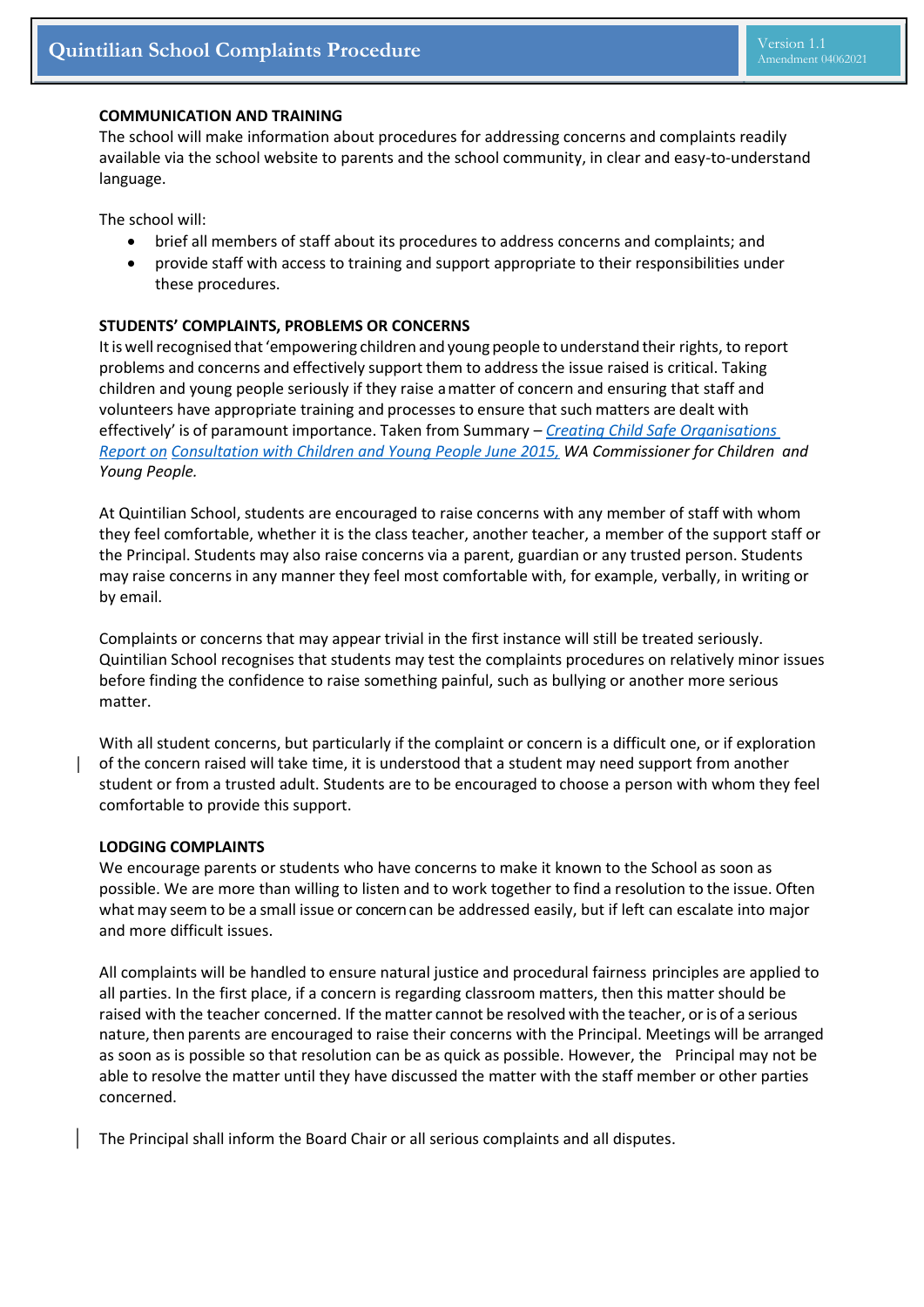**COMMUNICATION AND TRAINING**

The school will make information about procedures for addressing concerns and complaints readily available via the school website to parents and the school community, in clear and easy-to-understand language.

The school will:

- brief all members of staff about its procedures to address concerns and complaints; and
- provide staff with access to training and support appropriate to their responsibilities under these procedures.

**STUDENTS' COMPLAINTS, PROBLEMS OR CONCERNS**

It is well recognised that 'empowering children and young people to understand their rights, to report problems and concerns and effectively support them to address the issue raised is critical. Taking children and young people seriously if they raise a matter of concern and ensuring that staff and volunteers have appropriate training and processes to ensure that such matters are dealt with effectively' is of paramount importance. Taken from Summary – *Creating Child Safe Organisations Report on Consultation with Children and Young People June 2015, WA Commissioner for Children and Young People.*

At Quintilian School, students are encouraged to raise concerns with any member of staff with whom they feel comfortable, whether it is the class teacher, another teacher, a member of the support staff or the Principal. Students may also raise concerns via a parent, guardian or any trusted person. Students may raise concerns in any manner they feel most comfortable with, for example, verbally, in writing or by email.

Complaints or concerns that may appear trivial in the first instance will still be treated seriously. Quintilian School recognises that students may test the complaints procedures on relatively minor issues before finding the confidence to raise something painful, such as bullying or another more serious matter.

With all student concerns, but particularly if the complaint or concern is a difficult one, or if exploration of the concern raised will take time, it is understood that a student may need support from another student or from a trusted adult. Students are to be encouraged to choose a person with whom they feel comfortable to provide this support.

**LODGING COMPLAINTS**

We encourage parents or students who have concerns to make it known to the School as soon as possible. We are more than willing to listen and to work together to find a resolution to the issue. Often what may seem to be a small issue or concern can be addressed easily, but if left can escalate into major and more difficult issues.

All complaints will be handled to ensure natural justice and procedural fairness principles are applied to all parties. In the first place, if a concern is regarding classroom matters, then this matter should be raised with the teacher concerned. If the matter cannot be resolved with the teacher, or is of a serious nature, then parents are encouraged to raise their concerns with the Principal. Meetings will be arranged as soon as is possible so that resolution can be as quick as possible. However, the Principal may not be able to resolve the matter until they have discussed the matter with the staff member or other parties concerned.

The Principal shall inform the Board Chair or all serious complaints and all disputes.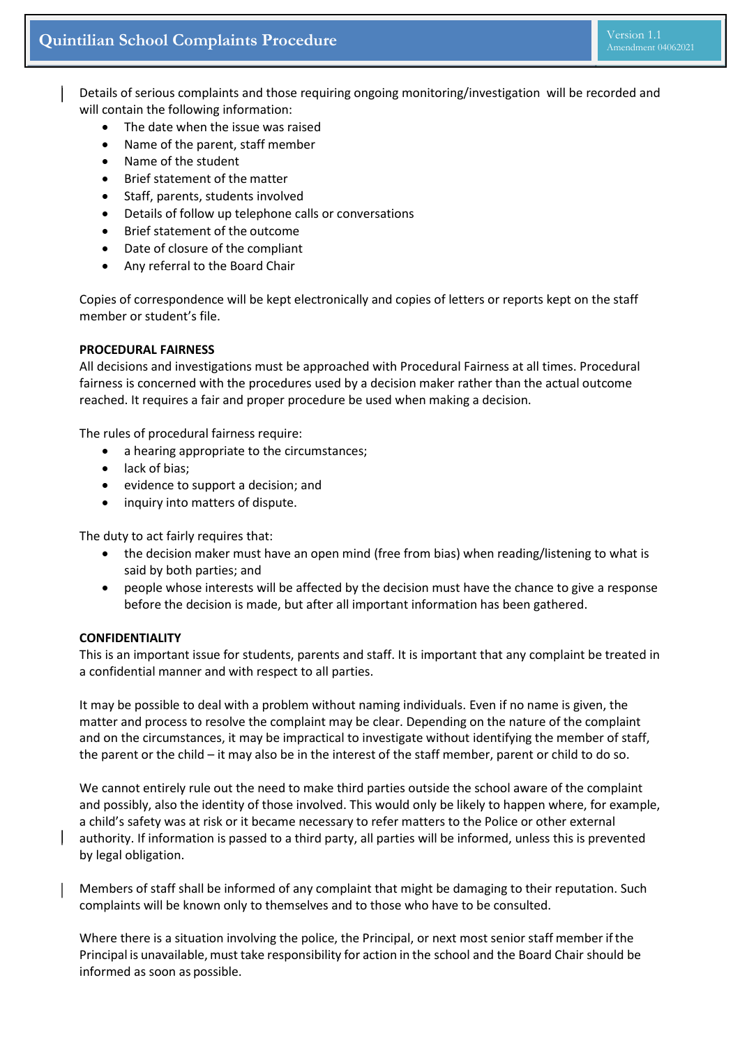Details of serious complaints and those requiring ongoing monitoring/investigation will be recorded and will contain the following information:

- The date when the issue was raised
- Name of the parent, staff member
- Name of the student
- Brief statement of the matter
- Staff, parents, students involved
- Details of follow up telephone calls or conversations
- Brief statement of the outcome
- Date of closure of the compliant
- Any referral to the Board Chair

Copies of correspondence will be kept electronically and copies of letters or reports kept on the staff member or student's file.

**PROCEDURAL FAIRNESS**

All decisions and investigations must be approached with Procedural Fairness at all times. Procedural fairness is concerned with the procedures used by a decision maker rather than the actual outcome reached. It requires a fair and proper procedure be used when making a decision.

The rules of procedural fairness require:

- a hearing appropriate to the circumstances;
- lack of bias;
- evidence to support a decision; and
- inquiry into matters of dispute.

The duty to act fairly requires that:

- the decision maker must have an open mind (free from bias) when reading/listening to what is said by both parties; and
- people whose interests will be affected by the decision must have the chance to give a response before the decision is made, but after all important information has been gathered.

**CONFIDENTIALITY**

This is an important issue for students, parents and staff. It is important that any complaint be treated in a confidential manner and with respect to all parties.

It may be possible to deal with a problem without naming individuals. Even if no name is given, the matter and process to resolve the complaint may be clear. Depending on the nature of the complaint and on the circumstances, it may be impractical to investigate without identifying the member of staff, the parent or the child – it may also be in the interest of the staff member, parent or child to do so.

We cannot entirely rule out the need to make third parties outside the school aware of the complaint and possibly, also the identity of those involved. This would only be likely to happen where, for example, a child's safety was at risk or it became necessary to refer matters to the Police or other external authority. If information is passed to a third party, all parties will be informed, unless this is prevented by legal obligation.

Members of staff shall be informed of any complaint that might be damaging to their reputation. Such complaints will be known only to themselves and to those who have to be consulted.

Where there is a situation involving the police, the Principal, or next most senior staff member if the Principal is unavailable, must take responsibility for action in the school and the Board Chair should be informed as soon as possible.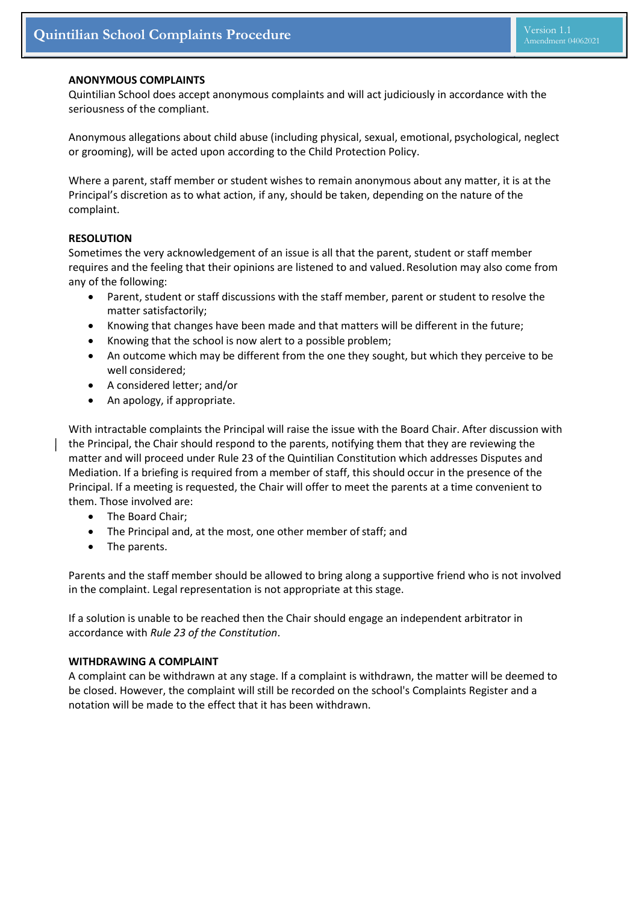**ANONYMOUS COMPLAINTS**

Quintilian School does accept anonymous complaints and will act judiciously in accordance with the seriousness of the compliant.

Anonymous allegations about child abuse (including physical, sexual, emotional, psychological, neglect or grooming), will be acted upon according to the Child Protection Policy.

Where a parent, staff member or student wishes to remain anonymous about any matter, it is at the Principal's discretion as to what action, if any, should be taken, depending on the nature of the complaint.

**RESOLUTION**

Sometimes the very acknowledgement of an issue is all that the parent, student or staff member requires and the feeling that their opinions are listened to and valued. Resolution may also come from any of the following:

- Parent, student or staff discussions with the staff member, parent or student to resolve the matter satisfactorily;
- Knowing that changes have been made and that matters will be different in the future;
- Knowing that the school is now alert to a possible problem;
- An outcome which may be different from the one they sought, but which they perceive to be well considered;
- A considered letter; and/or
- An apology, if appropriate.

With intractable complaints the Principal will raise the issue with the Board Chair. After discussion with the Principal, the Chair should respond to the parents, notifying them that they are reviewing the matter and will proceed under Rule 23 of the Quintilian Constitution which addresses Disputes and Mediation. If a briefing is required from a member of staff, this should occur in the presence of the Principal. If a meeting is requested, the Chair will offer to meet the parents at a time convenient to them. Those involved are:

- The Board Chair;
- The Principal and, at the most, one other member of staff; and
- The parents.

Parents and the staff member should be allowed to bring along a supportive friend who is not involved in the complaint. Legal representation is not appropriate at this stage.

If a solution is unable to be reached then the Chair should engage an independent arbitrator in accordance with *Rule 23 of the Constitution*.

**WITHDRAWING A COMPLAINT**

A complaint can be withdrawn at any stage. If a complaint is withdrawn, the matter will be deemed to be closed. However, the complaint will still be recorded on the school's Complaints Register and a notation will be made to the effect that it has been withdrawn.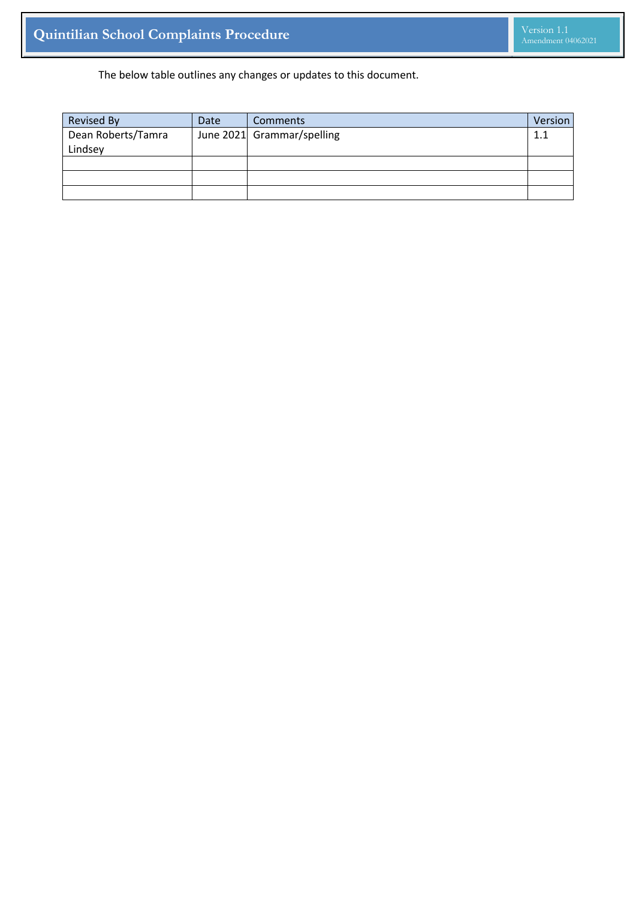The below table outlines any changes or updates to this document.

| Revised By | Date | Comments | Version |
|---|---|---|---|
| Dean Roberts/Tamra Lindsey | June 2021 | Grammar/spelling | 1.1 |
| | | | |
| | | | |
| | | | |